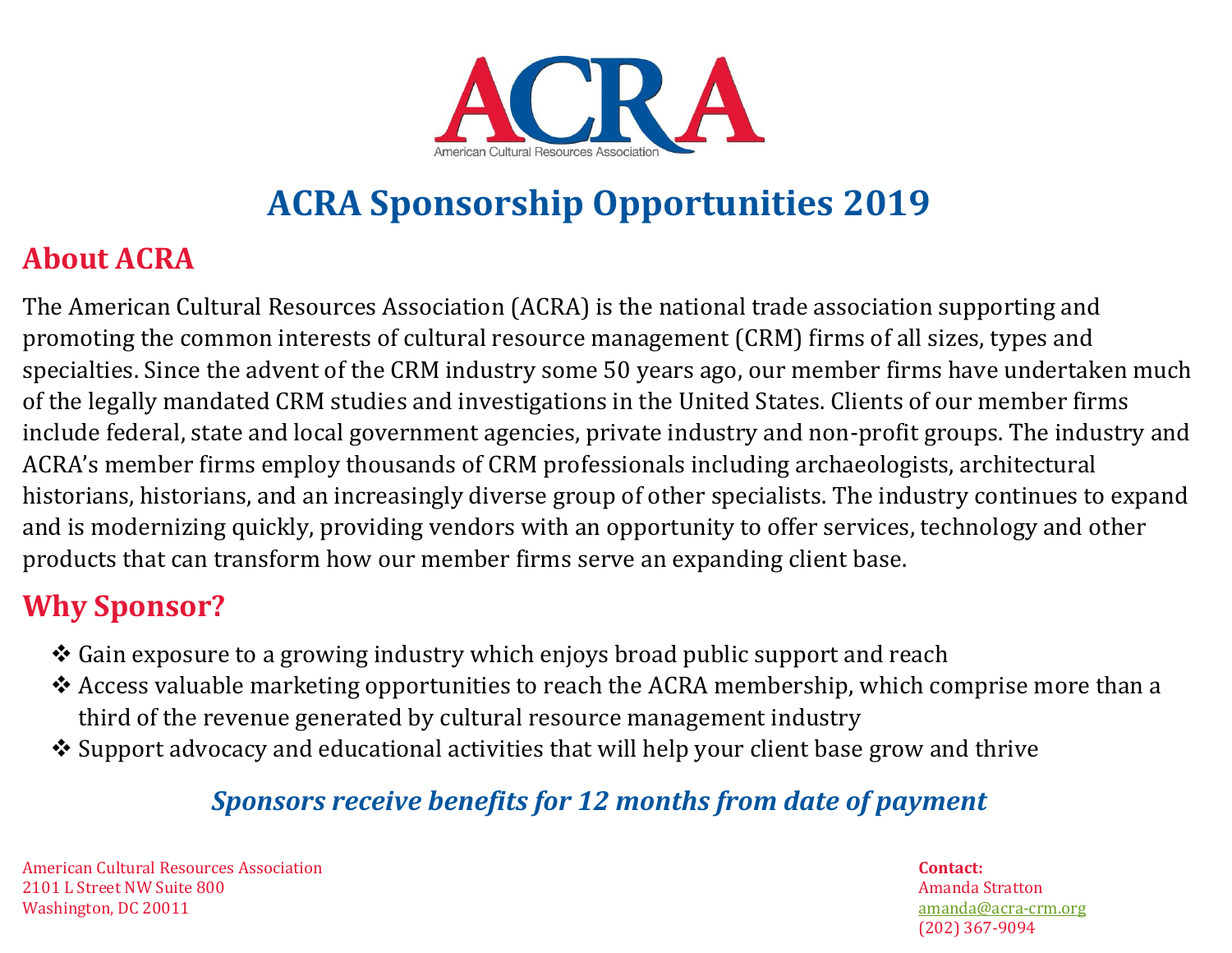ACRA

American Cultural Resources Association

# ACRA Sponsorship Opportunities 2019

## About ACRA

The American Cultural Resources Association (ACRA) is the national trade association supporting and promoting the common interests of cultural resource management (CRM) firms of all sizes, types and specialties. Since the advent of the CRM industry some 50 years ago, our member firms have undertaken much of the legally mandated CRM studies and investigations in the United States. Clients of our member firms include federal, state and local government agencies, private industry and non-profit groups. The industry and ACRA's member firms employ thousands of CRM professionals including archaeologists, architectural historians, historians, and an increasingly diverse group of other specialists. The industry continues to expand and is modernizing quickly, providing vendors with an opportunity to offer services, technology and other products that can transform how our member firms serve an expanding client base.

## Why Sponsor?

- Gain exposure to a growing industry which enjoys broad public support and reach
- Access valuable marketing opportunities to reach the ACRA membership, which comprise more than a third of the revenue generated by cultural resource management industry
- Support advocacy and educational activities that will help your client base grow and thrive

***Sponsors receive benefits for 12 months from date of payment***

American Cultural Resources Association
2101 L Street NW Suite 800
Washington, DC 20011

**Contact:**
Amanda Stratton
amanda@acra-crm.org
(202) 367-9094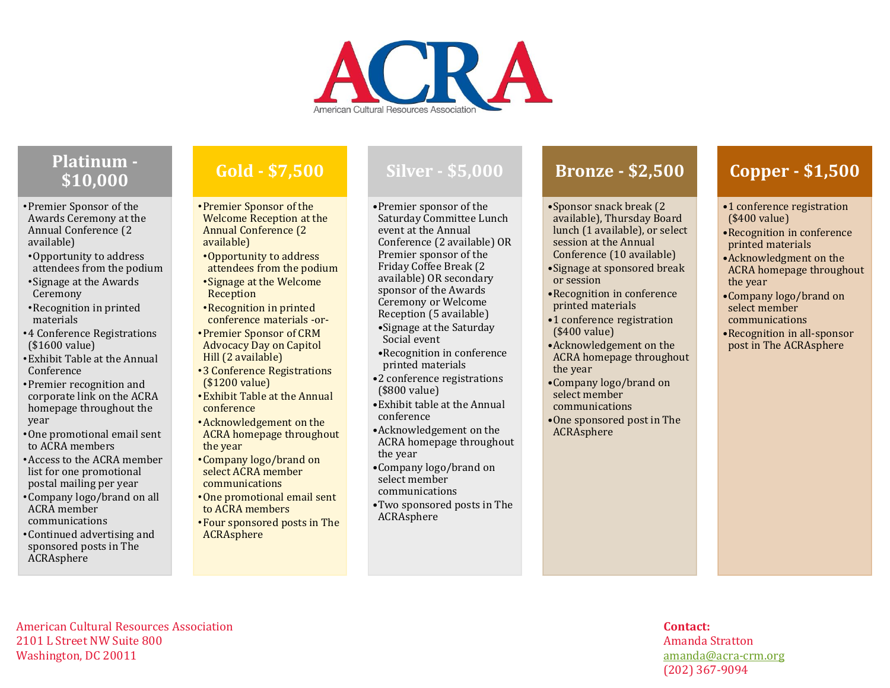# ACRA

American Cultural Resources Association

## Platinum - $10,000

- Premier Sponsor of the Awards Ceremony at the Annual Conference (2 available)
  - Opportunity to address attendees from the podium
  - Signage at the Awards Ceremony
  - Recognition in printed materials
- 4 Conference Registrations ($1600 value)
- Exhibit Table at the Annual Conference
- Premier recognition and corporate link on the ACRA homepage throughout the year
- One promotional email sent to ACRA members
- Access to the ACRA member list for one promotional postal mailing per year
- Company logo/brand on all ACRA member communications
- Continued advertising and sponsored posts in The ACRAsphere

## Gold - $7,500

- Premier Sponsor of the Welcome Reception at the Annual Conference (2 available)
  - Opportunity to address attendees from the podium
  - Signage at the Welcome Reception
  - Recognition in printed conference materials -or-
- Premier Sponsor of CRM Advocacy Day on Capitol Hill (2 available)
- 3 Conference Registrations ($1200 value)
- Exhibit Table at the Annual conference
- Acknowledgement on the ACRA homepage throughout the year
- Company logo/brand on select ACRA member communications
- One promotional email sent to ACRA members
- Four sponsored posts in The ACRAsphere

## Silver - $5,000

- Premier sponsor of the Saturday Committee Lunch event at the Annual Conference (2 available) OR Premier sponsor of the Friday Coffee Break (2 available) OR secondary sponsor of the Awards Ceremony or Welcome Reception (5 available)
  - Signage at the Saturday Social event
  - Recognition in conference printed materials
- 2 conference registrations ($800 value)
- Exhibit table at the Annual conference
- Acknowledgement on the ACRA homepage throughout the year
- Company logo/brand on select member communications
- Two sponsored posts in The ACRAsphere

## Bronze - $2,500

- Sponsor snack break (2 available), Thursday Board lunch (1 available), or select session at the Annual Conference (10 available)
- Signage at sponsored break or session
- Recognition in conference printed materials
- 1 conference registration ($400 value)
- Acknowledgement on the ACRA homepage throughout the year
- Company logo/brand on select member communications
- One sponsored post in The ACRAsphere

## Copper - $1,500

- 1 conference registration ($400 value)
- Recognition in conference printed materials
- Acknowledgment on the ACRA homepage throughout the year
- Company logo/brand on select member communications
- Recognition in all-sponsor post in The ACRAsphere

American Cultural Resources Association
2101 L Street NW Suite 800
Washington, DC 20011

**Contact:**
Amanda Stratton
amanda@acra-crm.org
(202) 367-9094